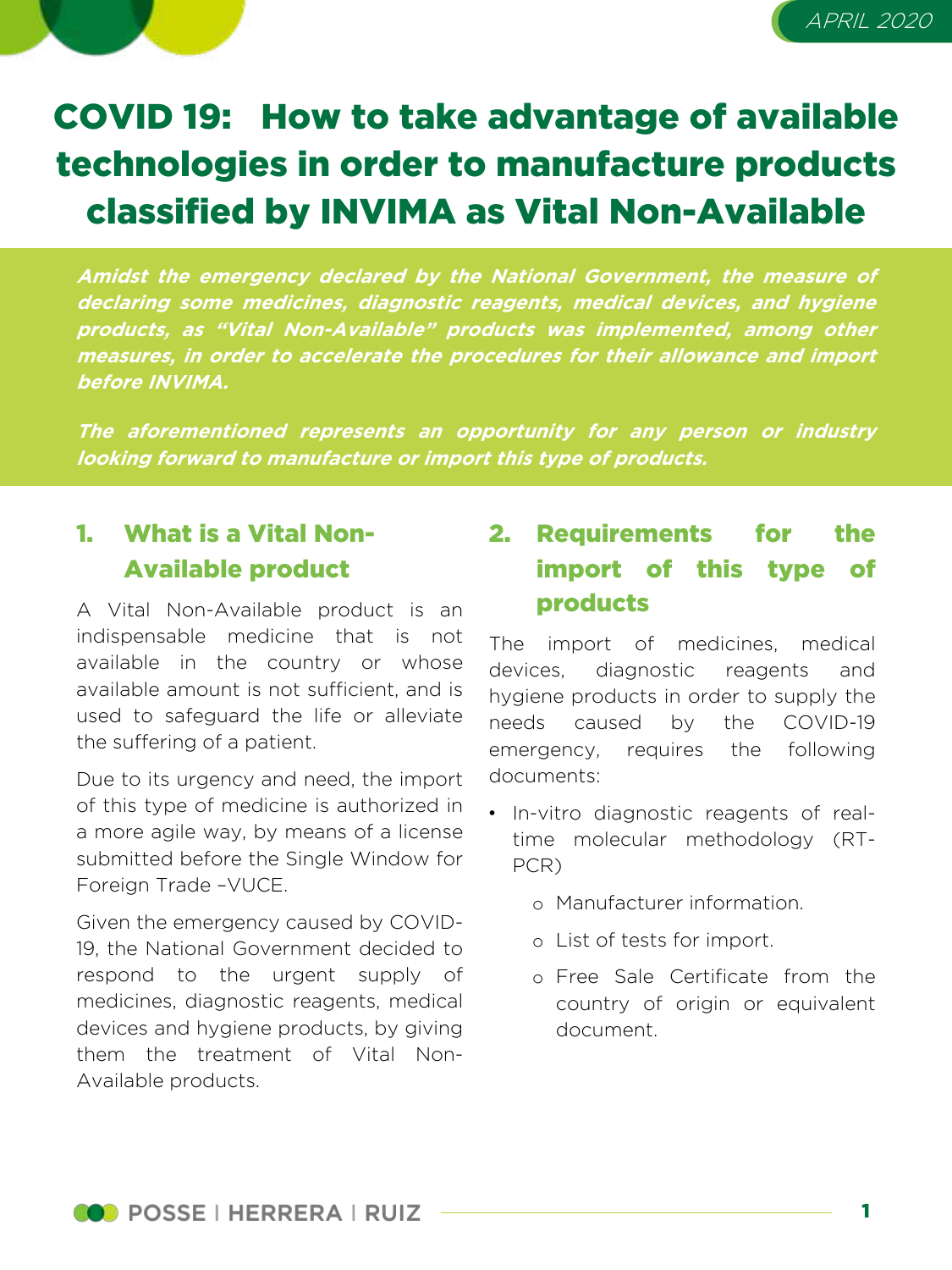APRIL 2020

# COVID 19: How to take advantage of available technologies in order to manufacture products classified by INVIMA as Vital Non-Available

***Amidst the emergency declared by the National Government, the measure of declaring some medicines, diagnostic reagents, medical devices, and hygiene products, as "Vital Non-Available" products was implemented, among other measures, in order to accelerate the procedures for their allowance and import before INVIMA.***

***The aforementioned represents an opportunity for any person or industry looking forward to manufacture or import this type of products.***

## 1. What is a Vital Non-Available product

A Vital Non-Available product is an indispensable medicine that is not available in the country or whose available amount is not sufficient, and is used to safeguard the life or alleviate the suffering of a patient.

Due to its urgency and need, the import of this type of medicine is authorized in a more agile way, by means of a license submitted before the Single Window for Foreign Trade –VUCE.

Given the emergency caused by COVID-19, the National Government decided to respond to the urgent supply of medicines, diagnostic reagents, medical devices and hygiene products, by giving them the treatment of Vital Non-Available products.

## 2. Requirements for the import of this type of products

The import of medicines, medical devices, diagnostic reagents and hygiene products in order to supply the needs caused by the COVID-19 emergency, requires the following documents:

- In-vitro diagnostic reagents of real-time molecular methodology (RT-PCR)
  - Manufacturer information.
  - List of tests for import.
  - Free Sale Certificate from the country of origin or equivalent document.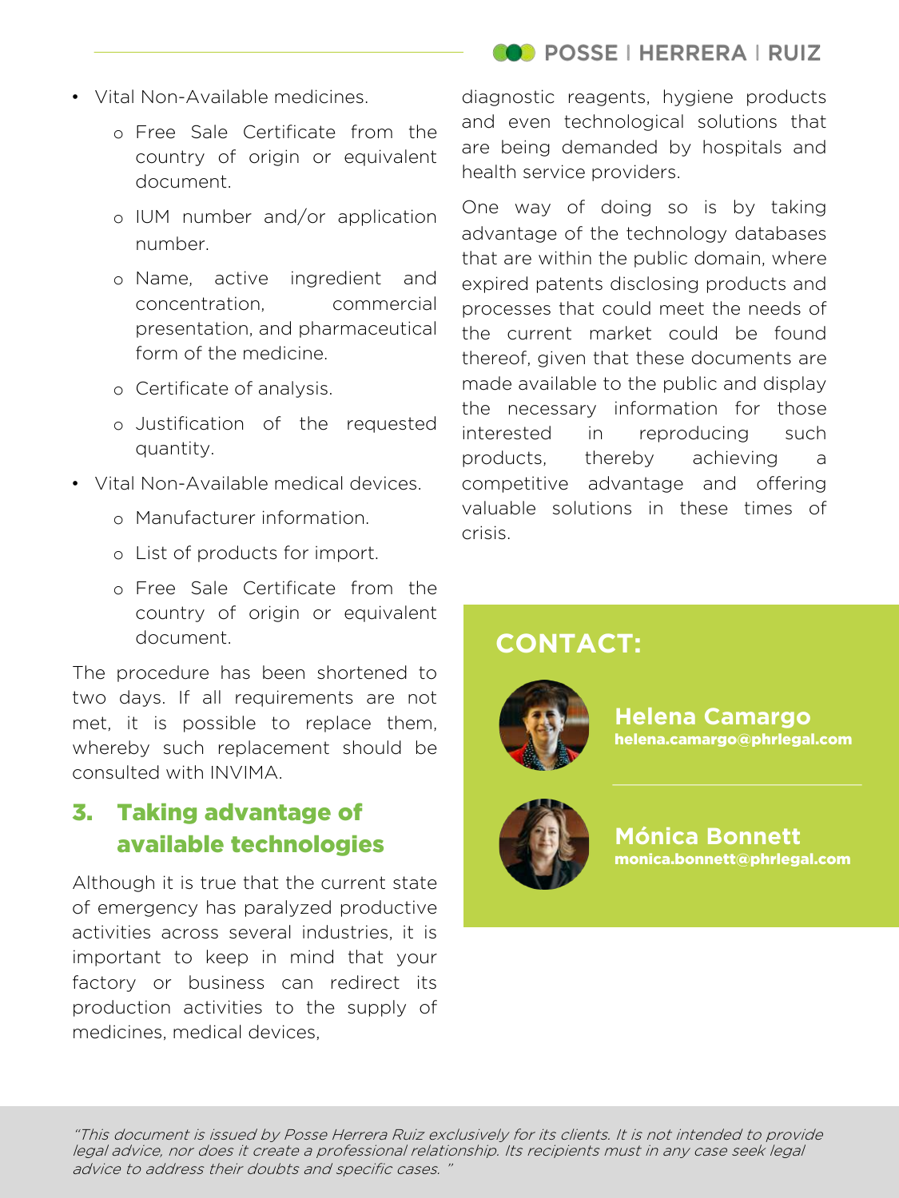- Vital Non-Available medicines.
  - Free Sale Certificate from the country of origin or equivalent document.
  - IUM number and/or application number.
  - Name, active ingredient and concentration, commercial presentation, and pharmaceutical form of the medicine.
  - Certificate of analysis.
  - Justification of the requested quantity.
- Vital Non-Available medical devices.
  - Manufacturer information.
  - List of products for import.
  - Free Sale Certificate from the country of origin or equivalent document.

The procedure has been shortened to two days. If all requirements are not met, it is possible to replace them, whereby such replacement should be consulted with INVIMA.

## 3. Taking advantage of available technologies

Although it is true that the current state of emergency has paralyzed productive activities across several industries, it is important to keep in mind that your factory or business can redirect its production activities to the supply of medicines, medical devices, diagnostic reagents, hygiene products and even technological solutions that are being demanded by hospitals and health service providers.

One way of doing so is by taking advantage of the technology databases that are within the public domain, where expired patents disclosing products and processes that could meet the needs of the current market could be found thereof, given that these documents are made available to the public and display the necessary information for those interested in reproducing such products, thereby achieving a competitive advantage and offering valuable solutions in these times of crisis.

## CONTACT:

**Helena Camargo**
helena.camargo@phrlegal.com

**Mónica Bonnett**
monica.bonnett@phrlegal.com

*"This document is issued by Posse Herrera Ruiz exclusively for its clients. It is not intended to provide legal advice, nor does it create a professional relationship. Its recipients must in any case seek legal advice to address their doubts and specific cases. "*